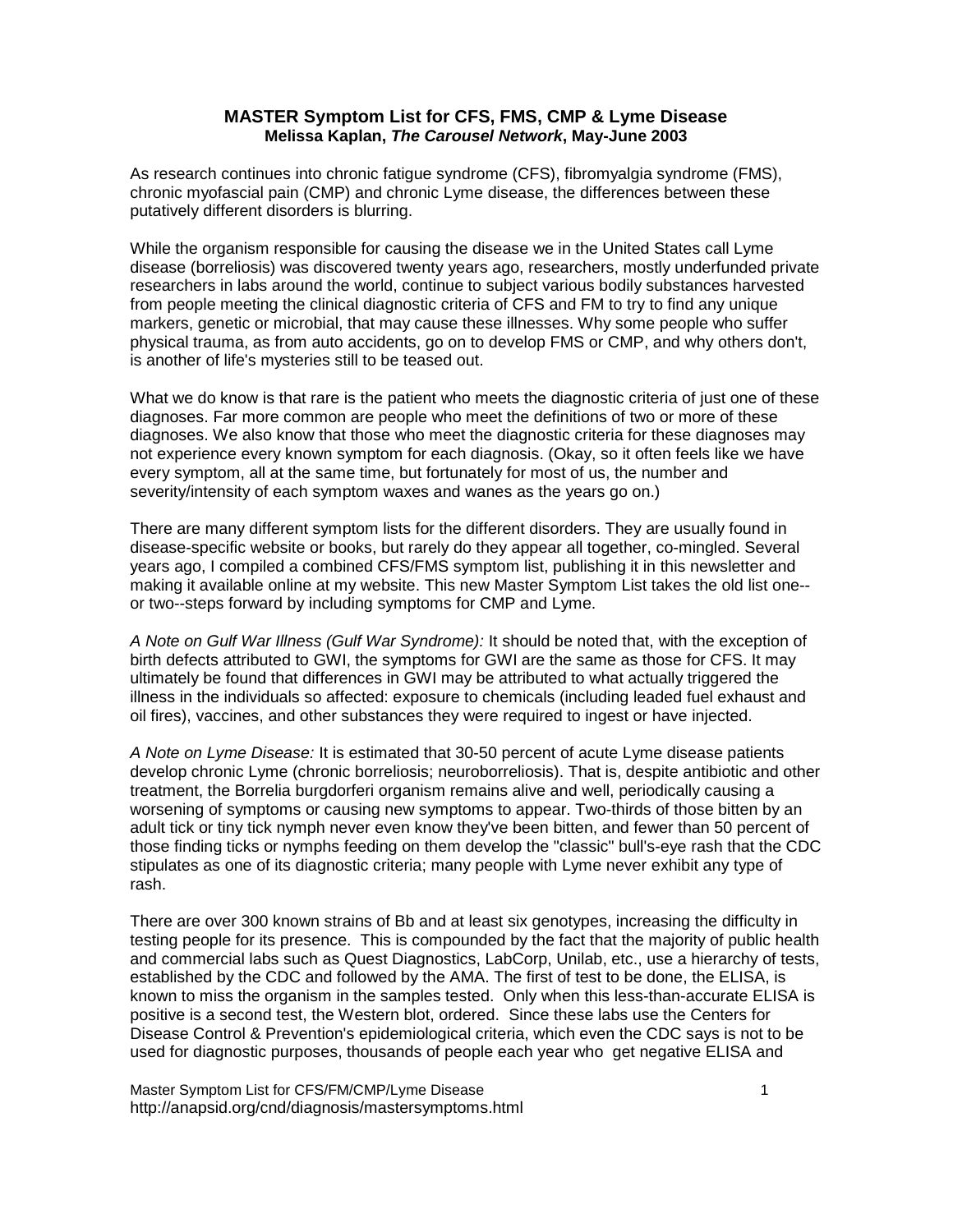# MASTER Symptom List for CFS, FMS, CMP & Lyme Disease

**Melissa Kaplan, *The Carousel Network*, May-June 2003**

As research continues into chronic fatigue syndrome (CFS), fibromyalgia syndrome (FMS), chronic myofascial pain (CMP) and chronic Lyme disease, the differences between these putatively different disorders is blurring.

While the organism responsible for causing the disease we in the United States call Lyme disease (borreliosis) was discovered twenty years ago, researchers, mostly underfunded private researchers in labs around the world, continue to subject various bodily substances harvested from people meeting the clinical diagnostic criteria of CFS and FM to try to find any unique markers, genetic or microbial, that may cause these illnesses. Why some people who suffer physical trauma, as from auto accidents, go on to develop FMS or CMP, and why others don't, is another of life's mysteries still to be teased out.

What we do know is that rare is the patient who meets the diagnostic criteria of just one of these diagnoses. Far more common are people who meet the definitions of two or more of these diagnoses. We also know that those who meet the diagnostic criteria for these diagnoses may not experience every known symptom for each diagnosis. (Okay, so it often feels like we have every symptom, all at the same time, but fortunately for most of us, the number and severity/intensity of each symptom waxes and wanes as the years go on.)

There are many different symptom lists for the different disorders. They are usually found in disease-specific website or books, but rarely do they appear all together, co-mingled. Several years ago, I compiled a combined CFS/FMS symptom list, publishing it in this newsletter and making it available online at my website. This new Master Symptom List takes the old list one--or two--steps forward by including symptoms for CMP and Lyme.

*A Note on Gulf War Illness (Gulf War Syndrome):* It should be noted that, with the exception of birth defects attributed to GWI, the symptoms for GWI are the same as those for CFS. It may ultimately be found that differences in GWI may be attributed to what actually triggered the illness in the individuals so affected: exposure to chemicals (including leaded fuel exhaust and oil fires), vaccines, and other substances they were required to ingest or have injected.

*A Note on Lyme Disease:* It is estimated that 30-50 percent of acute Lyme disease patients develop chronic Lyme (chronic borreliosis; neuroborreliosis). That is, despite antibiotic and other treatment, the Borrelia burgdorferi organism remains alive and well, periodically causing a worsening of symptoms or causing new symptoms to appear. Two-thirds of those bitten by an adult tick or tiny tick nymph never even know they've been bitten, and fewer than 50 percent of those finding ticks or nymphs feeding on them develop the "classic" bull's-eye rash that the CDC stipulates as one of its diagnostic criteria; many people with Lyme never exhibit any type of rash.

There are over 300 known strains of Bb and at least six genotypes, increasing the difficulty in testing people for its presence. This is compounded by the fact that the majority of public health and commercial labs such as Quest Diagnostics, LabCorp, Unilab, etc., use a hierarchy of tests, established by the CDC and followed by the AMA. The first of test to be done, the ELISA, is known to miss the organism in the samples tested. Only when this less-than-accurate ELISA is positive is a second test, the Western blot, ordered. Since these labs use the Centers for Disease Control & Prevention's epidemiological criteria, which even the CDC says is not to be used for diagnostic purposes, thousands of people each year who get negative ELISA and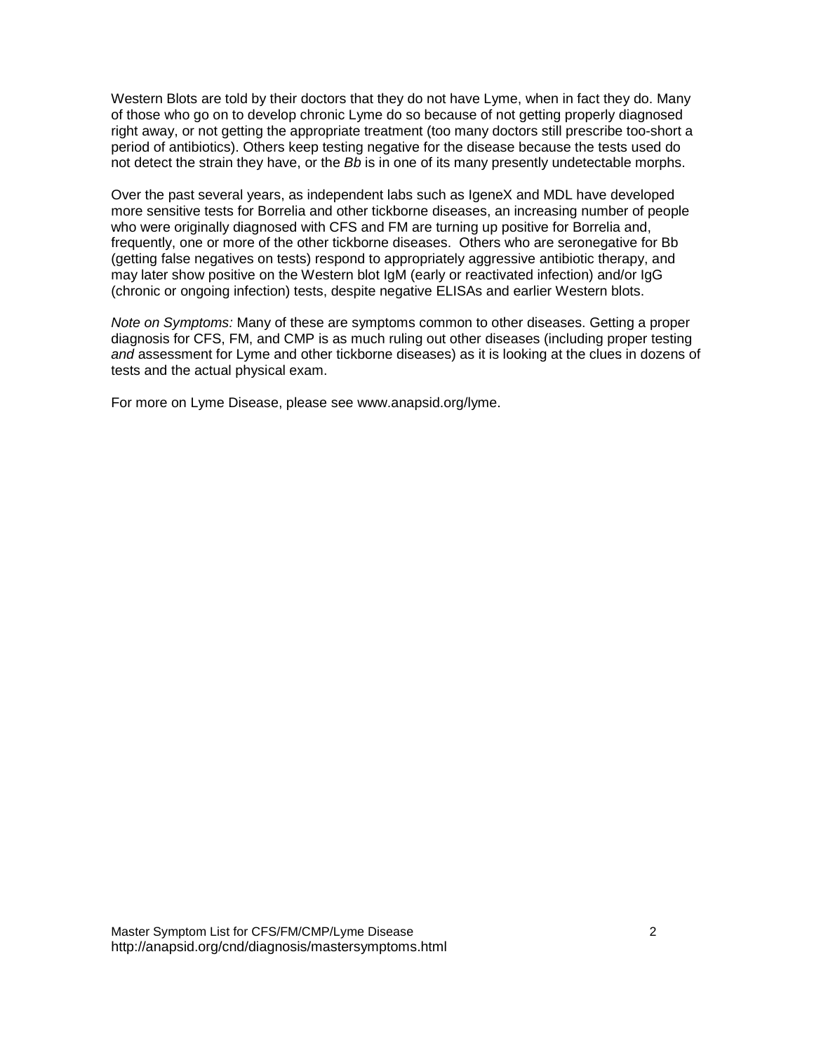Western Blots are told by their doctors that they do not have Lyme, when in fact they do. Many of those who go on to develop chronic Lyme do so because of not getting properly diagnosed right away, or not getting the appropriate treatment (too many doctors still prescribe too-short a period of antibiotics). Others keep testing negative for the disease because the tests used do not detect the strain they have, or the *Bb* is in one of its many presently undetectable morphs.

Over the past several years, as independent labs such as IgeneX and MDL have developed more sensitive tests for Borrelia and other tickborne diseases, an increasing number of people who were originally diagnosed with CFS and FM are turning up positive for Borrelia and, frequently, one or more of the other tickborne diseases. Others who are seronegative for Bb (getting false negatives on tests) respond to appropriately aggressive antibiotic therapy, and may later show positive on the Western blot IgM (early or reactivated infection) and/or IgG (chronic or ongoing infection) tests, despite negative ELISAs and earlier Western blots.

*Note on Symptoms:* Many of these are symptoms common to other diseases. Getting a proper diagnosis for CFS, FM, and CMP is as much ruling out other diseases (including proper testing *and* assessment for Lyme and other tickborne diseases) as it is looking at the clues in dozens of tests and the actual physical exam.

For more on Lyme Disease, please see www.anapsid.org/lyme.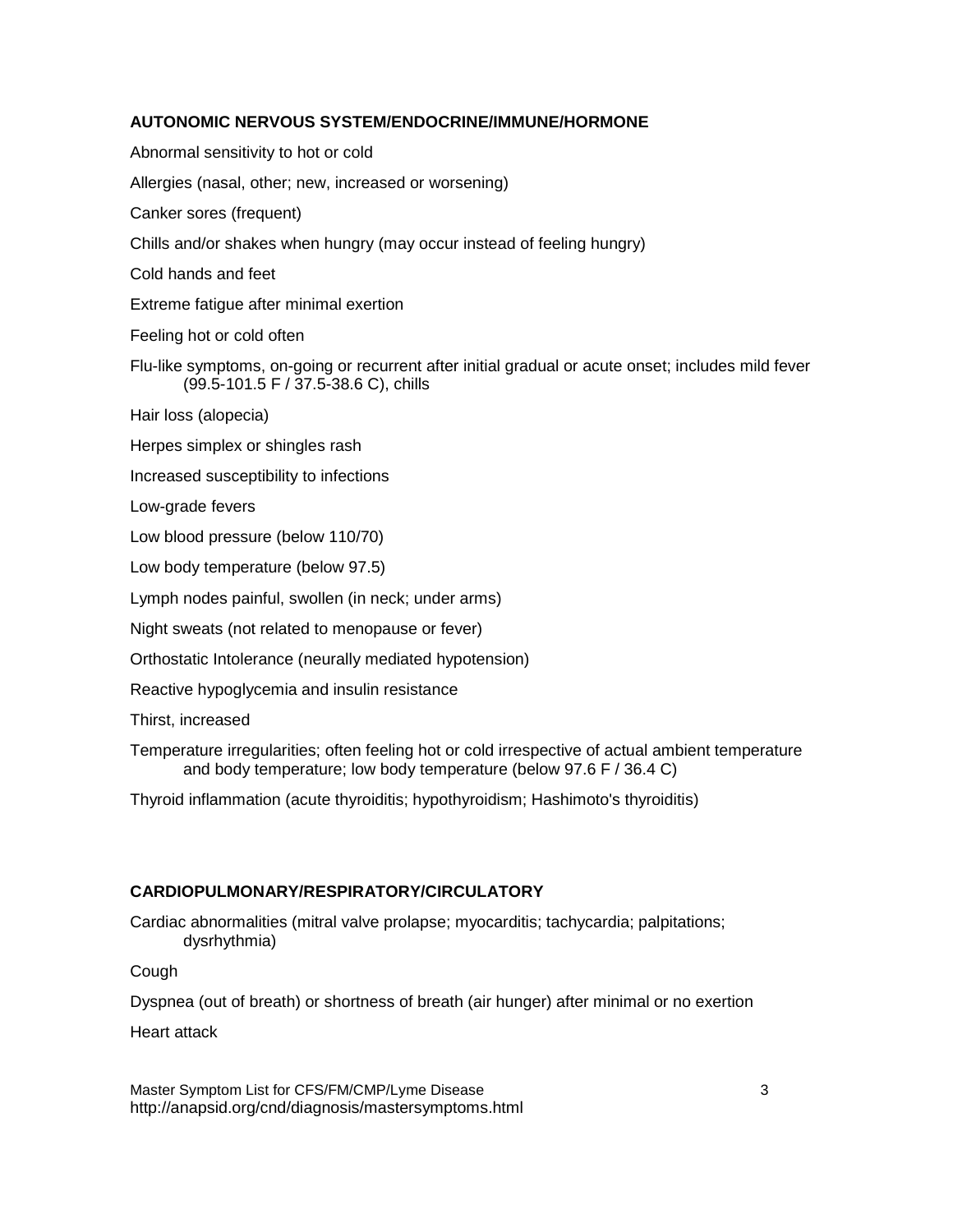**AUTONOMIC NERVOUS SYSTEM/ENDOCRINE/IMMUNE/HORMONE**

Abnormal sensitivity to hot or cold

Allergies (nasal, other; new, increased or worsening)

Canker sores (frequent)

Chills and/or shakes when hungry (may occur instead of feeling hungry)

Cold hands and feet

Extreme fatigue after minimal exertion

Feeling hot or cold often

Flu-like symptoms, on-going or recurrent after initial gradual or acute onset; includes mild fever (99.5-101.5 F / 37.5-38.6 C), chills

Hair loss (alopecia)

Herpes simplex or shingles rash

Increased susceptibility to infections

Low-grade fevers

Low blood pressure (below 110/70)

Low body temperature (below 97.5)

Lymph nodes painful, swollen (in neck; under arms)

Night sweats (not related to menopause or fever)

Orthostatic Intolerance (neurally mediated hypotension)

Reactive hypoglycemia and insulin resistance

Thirst, increased

Temperature irregularities; often feeling hot or cold irrespective of actual ambient temperature and body temperature; low body temperature (below 97.6 F / 36.4 C)

Thyroid inflammation (acute thyroiditis; hypothyroidism; Hashimoto's thyroiditis)

**CARDIOPULMONARY/RESPIRATORY/CIRCULATORY**

Cardiac abnormalities (mitral valve prolapse; myocarditis; tachycardia; palpitations; dysrhythmia)

Cough

Dyspnea (out of breath) or shortness of breath (air hunger) after minimal or no exertion

Heart attack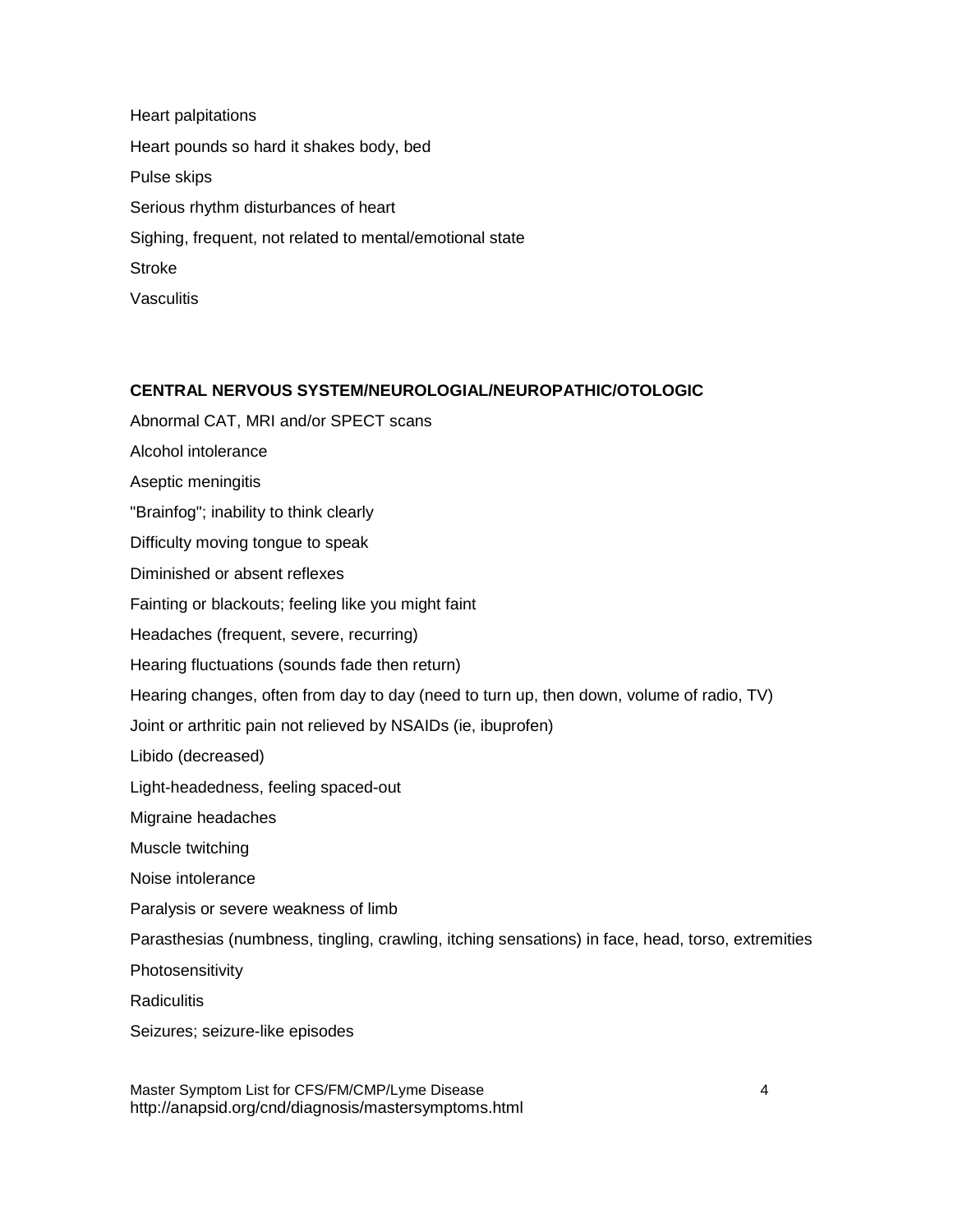Heart palpitations

Heart pounds so hard it shakes body, bed

Pulse skips

Serious rhythm disturbances of heart

Sighing, frequent, not related to mental/emotional state

Stroke

Vasculitis

**CENTRAL NERVOUS SYSTEM/NEUROLOGIAL/NEUROPATHIC/OTOLOGIC**

Abnormal CAT, MRI and/or SPECT scans

Alcohol intolerance

Aseptic meningitis

"Brainfog"; inability to think clearly

Difficulty moving tongue to speak

Diminished or absent reflexes

Fainting or blackouts; feeling like you might faint

Headaches (frequent, severe, recurring)

Hearing fluctuations (sounds fade then return)

Hearing changes, often from day to day (need to turn up, then down, volume of radio, TV)

Joint or arthritic pain not relieved by NSAIDs (ie, ibuprofen)

Libido (decreased)

Light-headedness, feeling spaced-out

Migraine headaches

Muscle twitching

Noise intolerance

Paralysis or severe weakness of limb

Parasthesias (numbness, tingling, crawling, itching sensations) in face, head, torso, extremities

Photosensitivity

Radiculitis

Seizures; seizure-like episodes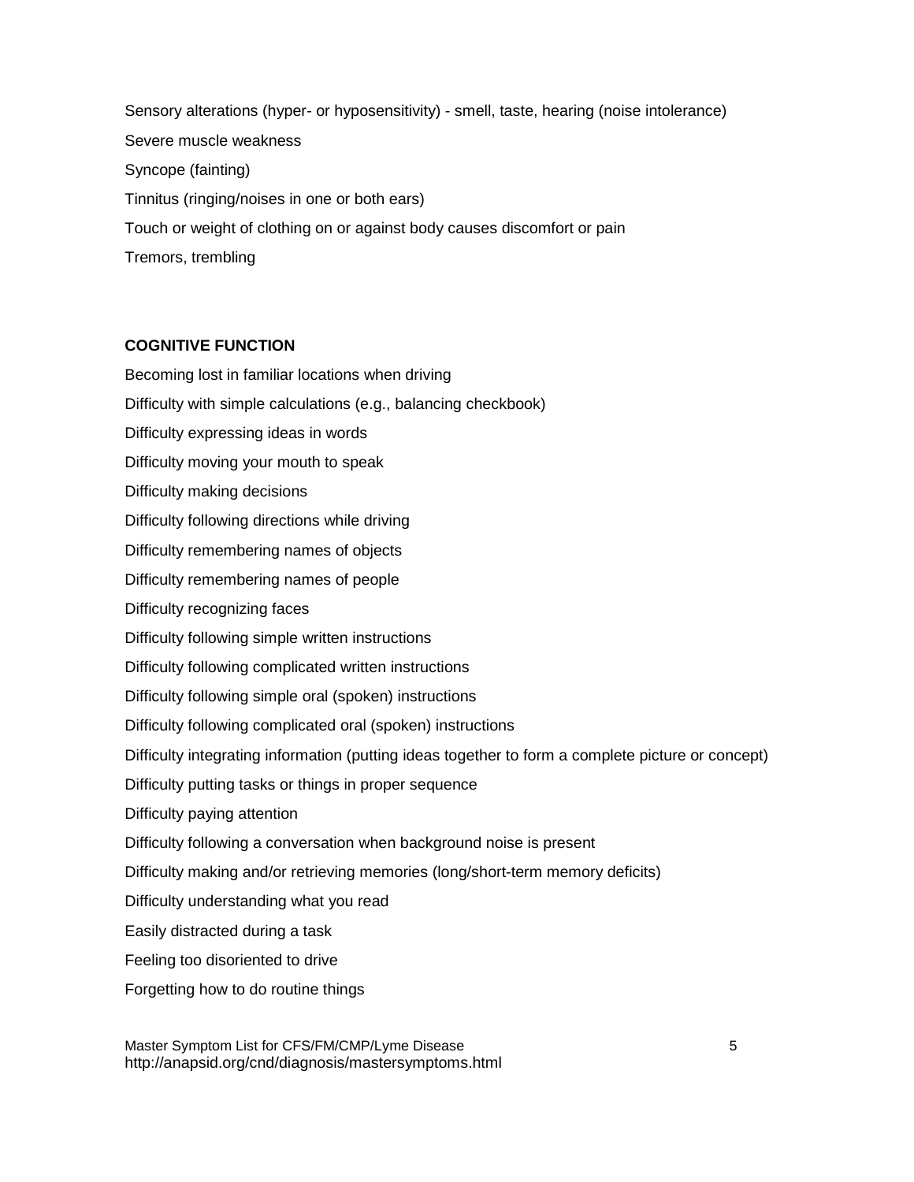Sensory alterations (hyper- or hyposensitivity) - smell, taste, hearing (noise intolerance)

Severe muscle weakness

Syncope (fainting)

Tinnitus (ringing/noises in one or both ears)

Touch or weight of clothing on or against body causes discomfort or pain

Tremors, trembling

**COGNITIVE FUNCTION**

Becoming lost in familiar locations when driving

Difficulty with simple calculations (e.g., balancing checkbook)

Difficulty expressing ideas in words

Difficulty moving your mouth to speak

Difficulty making decisions

Difficulty following directions while driving

Difficulty remembering names of objects

Difficulty remembering names of people

Difficulty recognizing faces

Difficulty following simple written instructions

Difficulty following complicated written instructions

Difficulty following simple oral (spoken) instructions

Difficulty following complicated oral (spoken) instructions

Difficulty integrating information (putting ideas together to form a complete picture or concept)

Difficulty putting tasks or things in proper sequence

Difficulty paying attention

Difficulty following a conversation when background noise is present

Difficulty making and/or retrieving memories (long/short-term memory deficits)

Difficulty understanding what you read

Easily distracted during a task

Feeling too disoriented to drive

Forgetting how to do routine things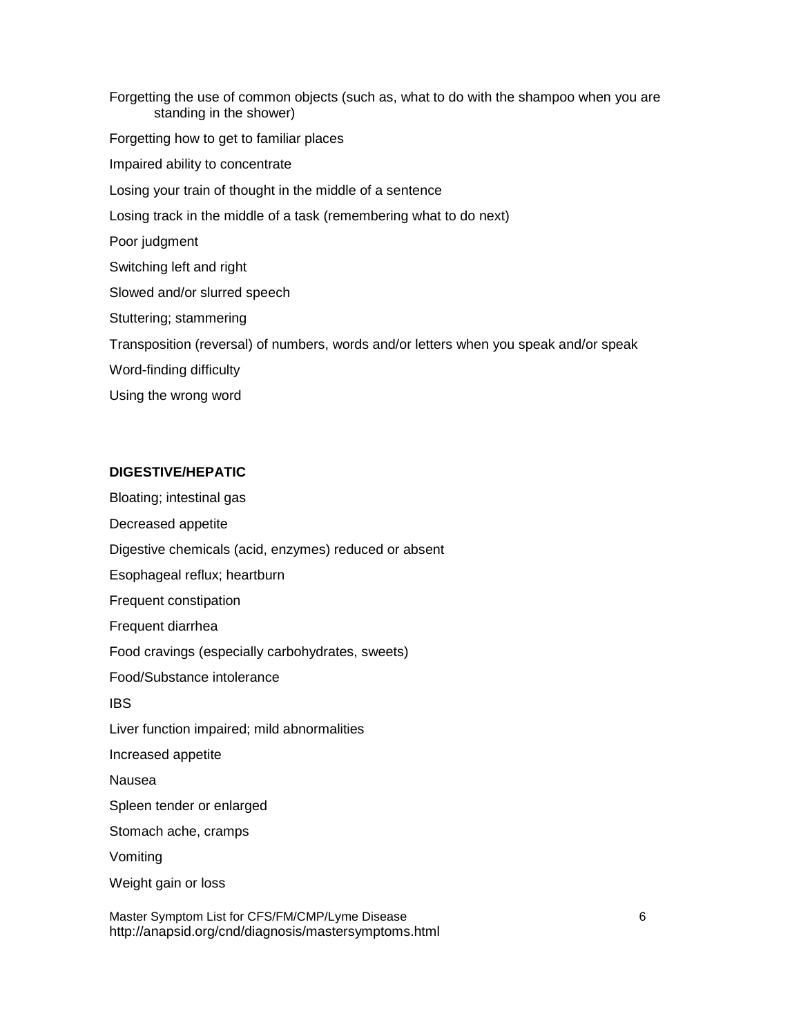Forgetting the use of common objects (such as, what to do with the shampoo when you are standing in the shower)

Forgetting how to get to familiar places

Impaired ability to concentrate

Losing your train of thought in the middle of a sentence

Losing track in the middle of a task (remembering what to do next)

Poor judgment

Switching left and right

Slowed and/or slurred speech

Stuttering; stammering

Transposition (reversal) of numbers, words and/or letters when you speak and/or speak

Word-finding difficulty

Using the wrong word

**DIGESTIVE/HEPATIC**

Bloating; intestinal gas

Decreased appetite

Digestive chemicals (acid, enzymes) reduced or absent

Esophageal reflux; heartburn

Frequent constipation

Frequent diarrhea

Food cravings (especially carbohydrates, sweets)

Food/Substance intolerance

IBS

Liver function impaired; mild abnormalities

Increased appetite

Nausea

Spleen tender or enlarged

Stomach ache, cramps

Vomiting

Weight gain or loss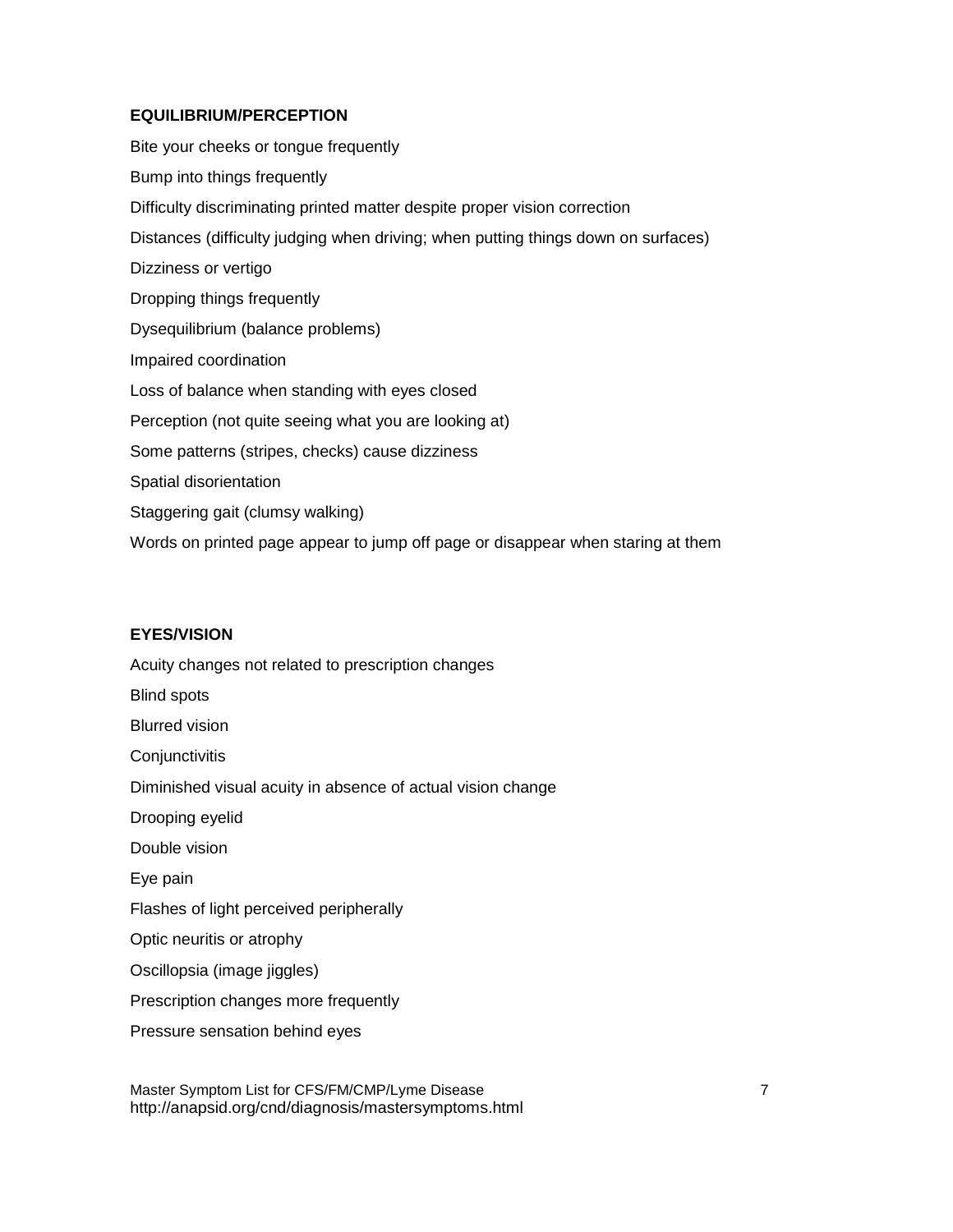**EQUILIBRIUM/PERCEPTION**

Bite your cheeks or tongue frequently

Bump into things frequently

Difficulty discriminating printed matter despite proper vision correction

Distances (difficulty judging when driving; when putting things down on surfaces)

Dizziness or vertigo

Dropping things frequently

Dysequilibrium (balance problems)

Impaired coordination

Loss of balance when standing with eyes closed

Perception (not quite seeing what you are looking at)

Some patterns (stripes, checks) cause dizziness

Spatial disorientation

Staggering gait (clumsy walking)

Words on printed page appear to jump off page or disappear when staring at them

**EYES/VISION**

Acuity changes not related to prescription changes

Blind spots

Blurred vision

Conjunctivitis

Diminished visual acuity in absence of actual vision change

Drooping eyelid

Double vision

Eye pain

Flashes of light perceived peripherally

Optic neuritis or atrophy

Oscillopsia (image jiggles)

Prescription changes more frequently

Pressure sensation behind eyes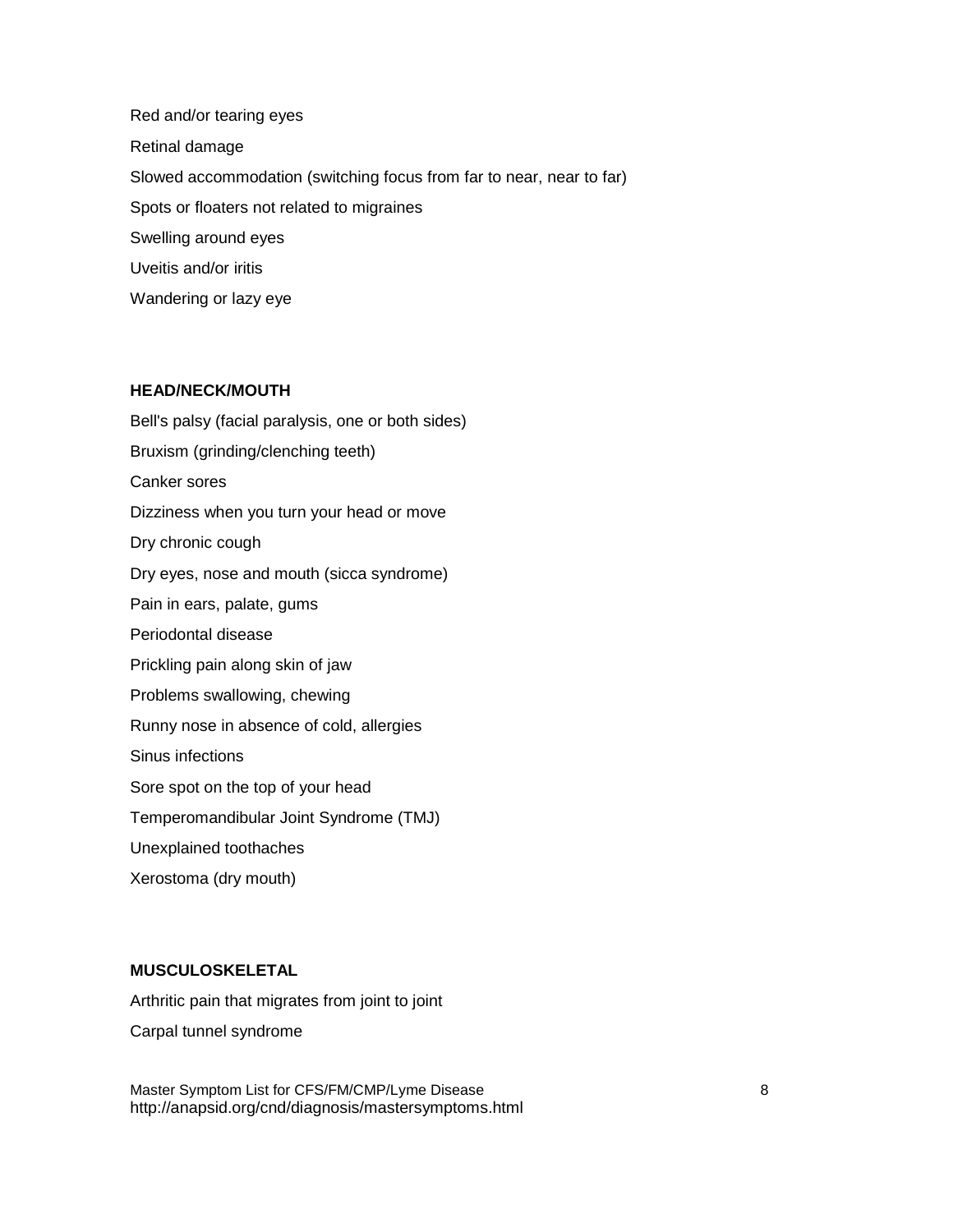Red and/or tearing eyes

Retinal damage

Slowed accommodation (switching focus from far to near, near to far)

Spots or floaters not related to migraines

Swelling around eyes

Uveitis and/or iritis

Wandering or lazy eye

**HEAD/NECK/MOUTH**

Bell's palsy (facial paralysis, one or both sides)

Bruxism (grinding/clenching teeth)

Canker sores

Dizziness when you turn your head or move

Dry chronic cough

Dry eyes, nose and mouth (sicca syndrome)

Pain in ears, palate, gums

Periodontal disease

Prickling pain along skin of jaw

Problems swallowing, chewing

Runny nose in absence of cold, allergies

Sinus infections

Sore spot on the top of your head

Temperomandibular Joint Syndrome (TMJ)

Unexplained toothaches

Xerostoma (dry mouth)

**MUSCULOSKELETAL**

Arthritic pain that migrates from joint to joint

Carpal tunnel syndrome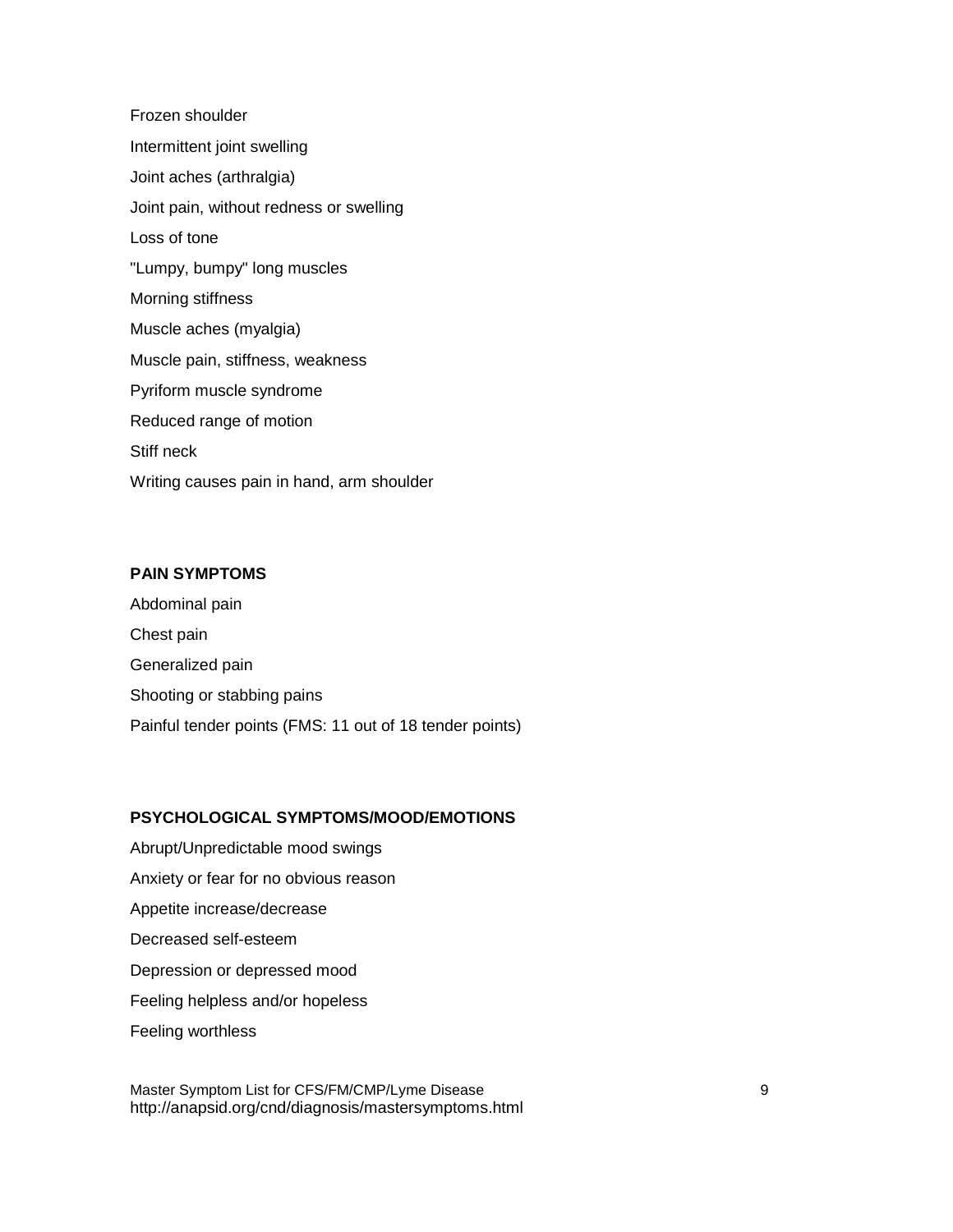Frozen shoulder

Intermittent joint swelling

Joint aches (arthralgia)

Joint pain, without redness or swelling

Loss of tone

"Lumpy, bumpy" long muscles

Morning stiffness

Muscle aches (myalgia)

Muscle pain, stiffness, weakness

Pyriform muscle syndrome

Reduced range of motion

Stiff neck

Writing causes pain in hand, arm shoulder

**PAIN SYMPTOMS**

Abdominal pain

Chest pain

Generalized pain

Shooting or stabbing pains

Painful tender points (FMS: 11 out of 18 tender points)

**PSYCHOLOGICAL SYMPTOMS/MOOD/EMOTIONS**

Abrupt/Unpredictable mood swings

Anxiety or fear for no obvious reason

Appetite increase/decrease

Decreased self-esteem

Depression or depressed mood

Feeling helpless and/or hopeless

Feeling worthless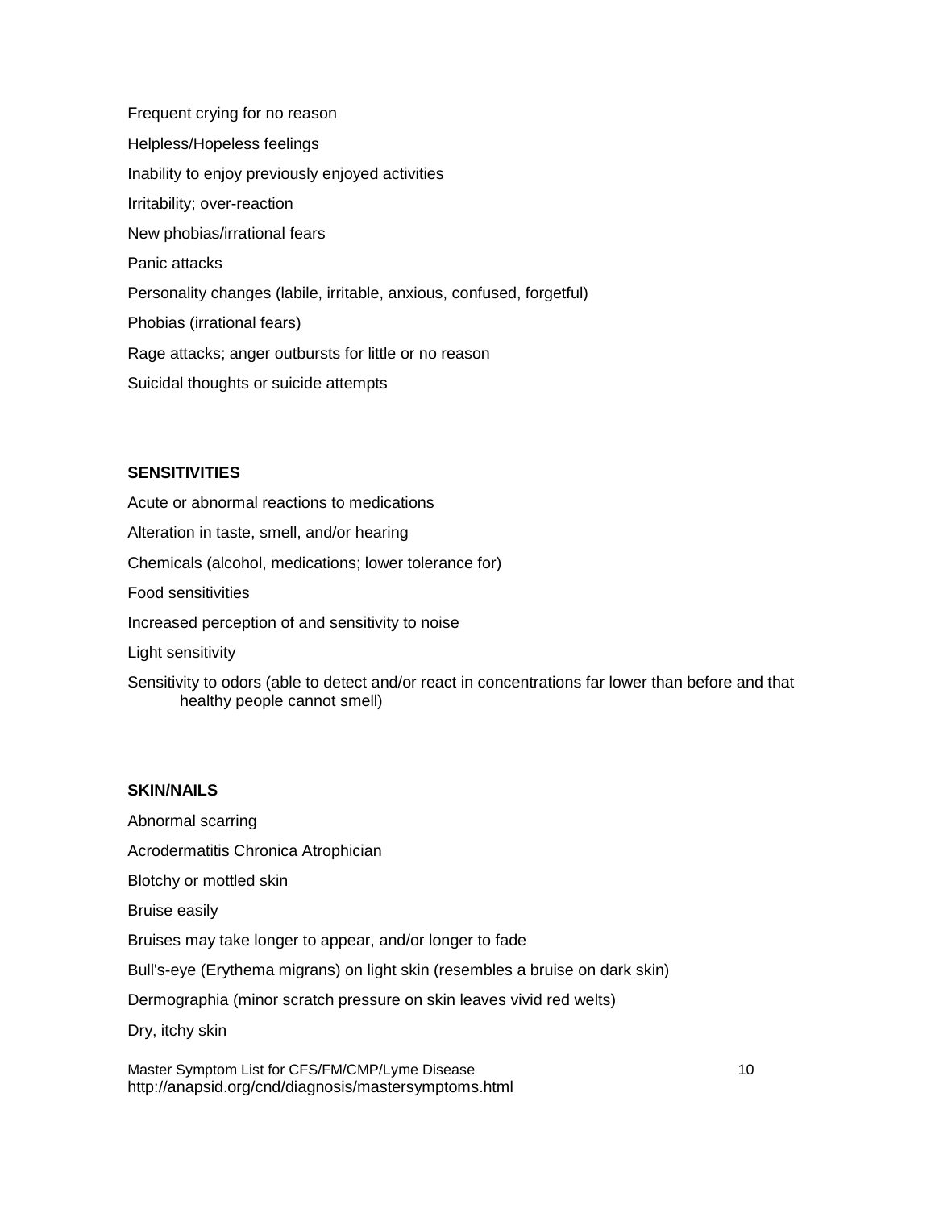Frequent crying for no reason

Helpless/Hopeless feelings

Inability to enjoy previously enjoyed activities

Irritability; over-reaction

New phobias/irrational fears

Panic attacks

Personality changes (labile, irritable, anxious, confused, forgetful)

Phobias (irrational fears)

Rage attacks; anger outbursts for little or no reason

Suicidal thoughts or suicide attempts

**SENSITIVITIES**

Acute or abnormal reactions to medications

Alteration in taste, smell, and/or hearing

Chemicals (alcohol, medications; lower tolerance for)

Food sensitivities

Increased perception of and sensitivity to noise

Light sensitivity

Sensitivity to odors (able to detect and/or react in concentrations far lower than before and that healthy people cannot smell)

**SKIN/NAILS**

Abnormal scarring

Acrodermatitis Chronica Atrophician

Blotchy or mottled skin

Bruise easily

Bruises may take longer to appear, and/or longer to fade

Bull's-eye (Erythema migrans) on light skin (resembles a bruise on dark skin)

Dermographia (minor scratch pressure on skin leaves vivid red welts)

Dry, itchy skin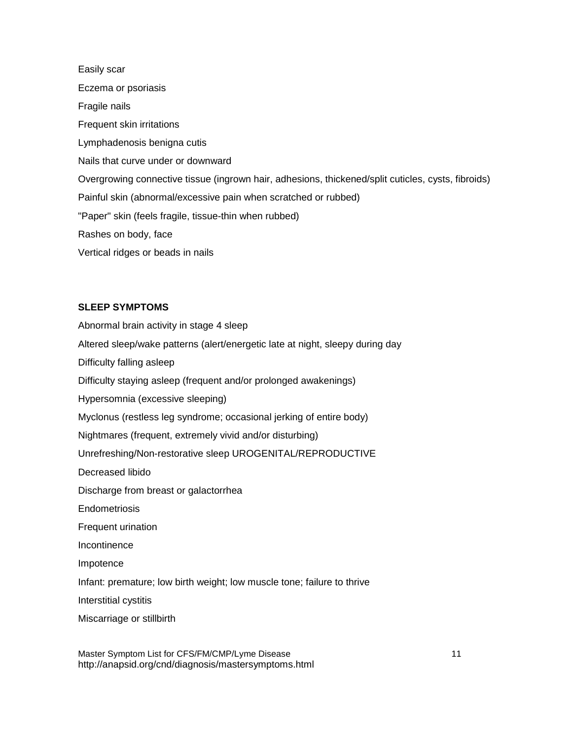Easily scar

Eczema or psoriasis

Fragile nails

Frequent skin irritations

Lymphadenosis benigna cutis

Nails that curve under or downward

Overgrowing connective tissue (ingrown hair, adhesions, thickened/split cuticles, cysts, fibroids)

Painful skin (abnormal/excessive pain when scratched or rubbed)

"Paper" skin (feels fragile, tissue-thin when rubbed)

Rashes on body, face

Vertical ridges or beads in nails

**SLEEP SYMPTOMS**

Abnormal brain activity in stage 4 sleep

Altered sleep/wake patterns (alert/energetic late at night, sleepy during day

Difficulty falling asleep

Difficulty staying asleep (frequent and/or prolonged awakenings)

Hypersomnia (excessive sleeping)

Myclonus (restless leg syndrome; occasional jerking of entire body)

Nightmares (frequent, extremely vivid and/or disturbing)

Unrefreshing/Non-restorative sleep UROGENITAL/REPRODUCTIVE

Decreased libido

Discharge from breast or galactorrhea

Endometriosis

Frequent urination

Incontinence

Impotence

Infant: premature; low birth weight; low muscle tone; failure to thrive

Interstitial cystitis

Miscarriage or stillbirth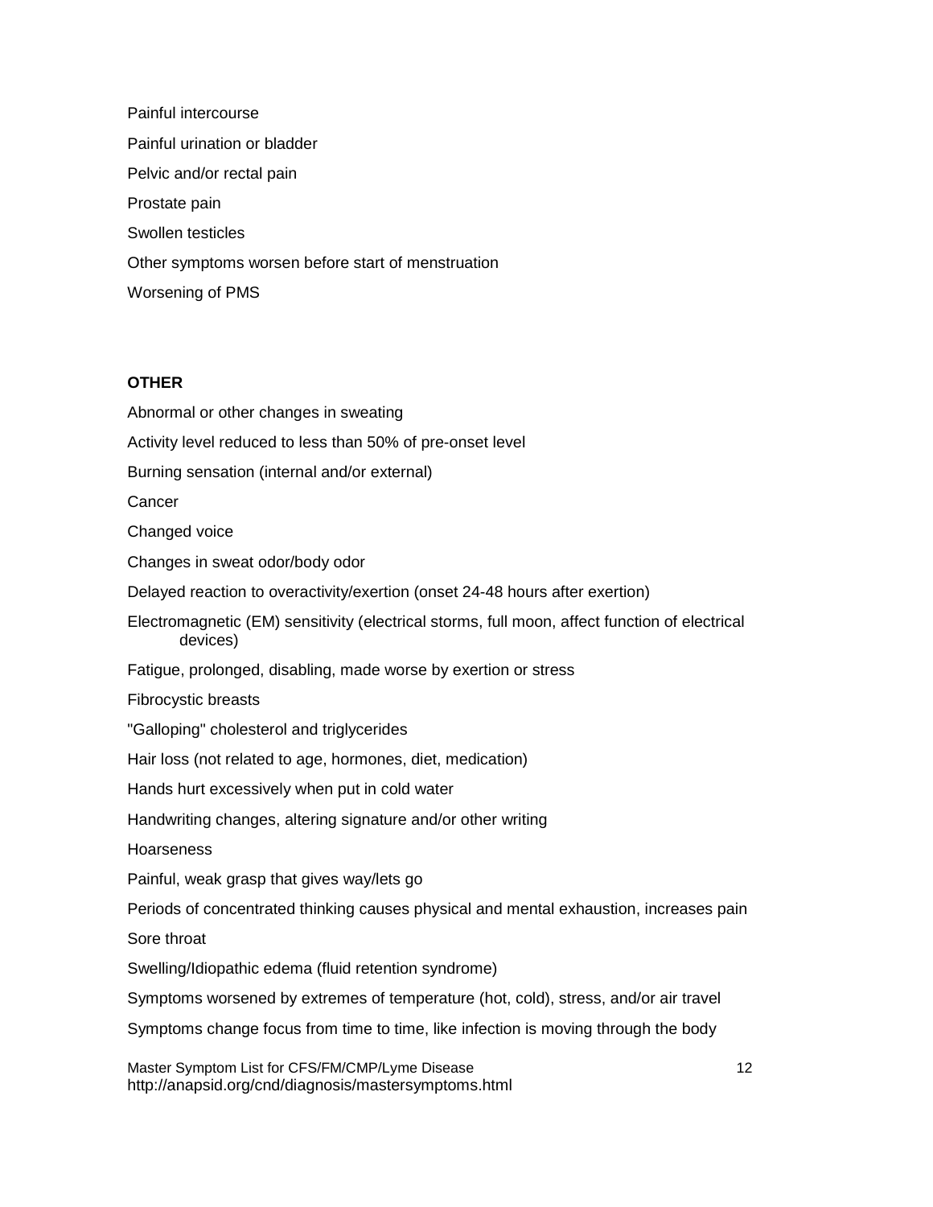Painful intercourse

Painful urination or bladder

Pelvic and/or rectal pain

Prostate pain

Swollen testicles

Other symptoms worsen before start of menstruation

Worsening of PMS

**OTHER**

Abnormal or other changes in sweating

Activity level reduced to less than 50% of pre-onset level

Burning sensation (internal and/or external)

Cancer

Changed voice

Changes in sweat odor/body odor

Delayed reaction to overactivity/exertion (onset 24-48 hours after exertion)

Electromagnetic (EM) sensitivity (electrical storms, full moon, affect function of electrical devices)

Fatigue, prolonged, disabling, made worse by exertion or stress

Fibrocystic breasts

"Galloping" cholesterol and triglycerides

Hair loss (not related to age, hormones, diet, medication)

Hands hurt excessively when put in cold water

Handwriting changes, altering signature and/or other writing

Hoarseness

Painful, weak grasp that gives way/lets go

Periods of concentrated thinking causes physical and mental exhaustion, increases pain

Sore throat

Swelling/Idiopathic edema (fluid retention syndrome)

Symptoms worsened by extremes of temperature (hot, cold), stress, and/or air travel

Symptoms change focus from time to time, like infection is moving through the body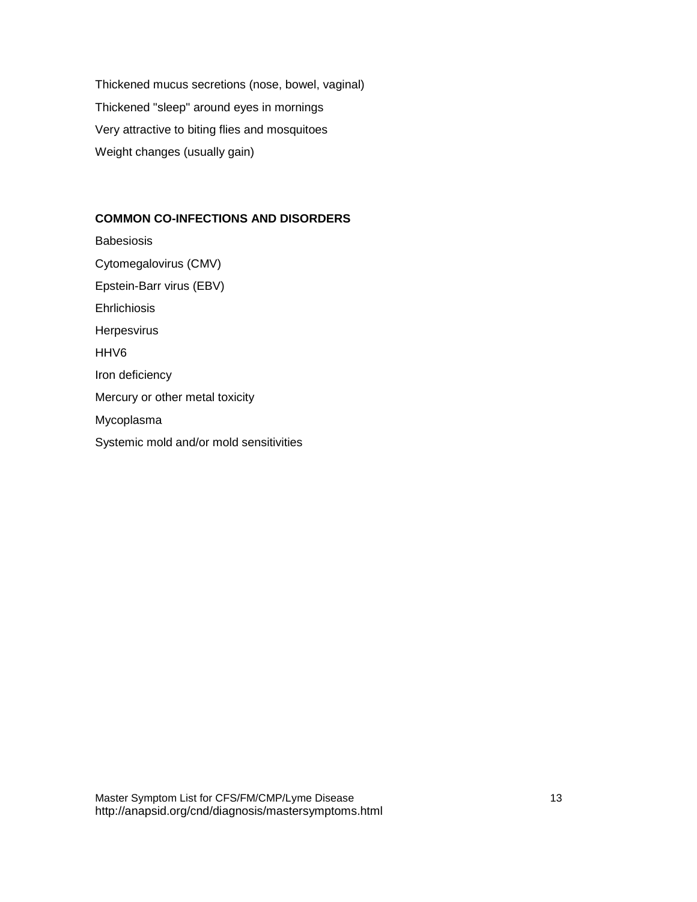Thickened mucus secretions (nose, bowel, vaginal)

Thickened "sleep" around eyes in mornings

Very attractive to biting flies and mosquitoes

Weight changes (usually gain)

**COMMON CO-INFECTIONS AND DISORDERS**

Babesiosis

Cytomegalovirus (CMV)

Epstein-Barr virus (EBV)

Ehrlichiosis

Herpesvirus

HHV6

Iron deficiency

Mercury or other metal toxicity

Mycoplasma

Systemic mold and/or mold sensitivities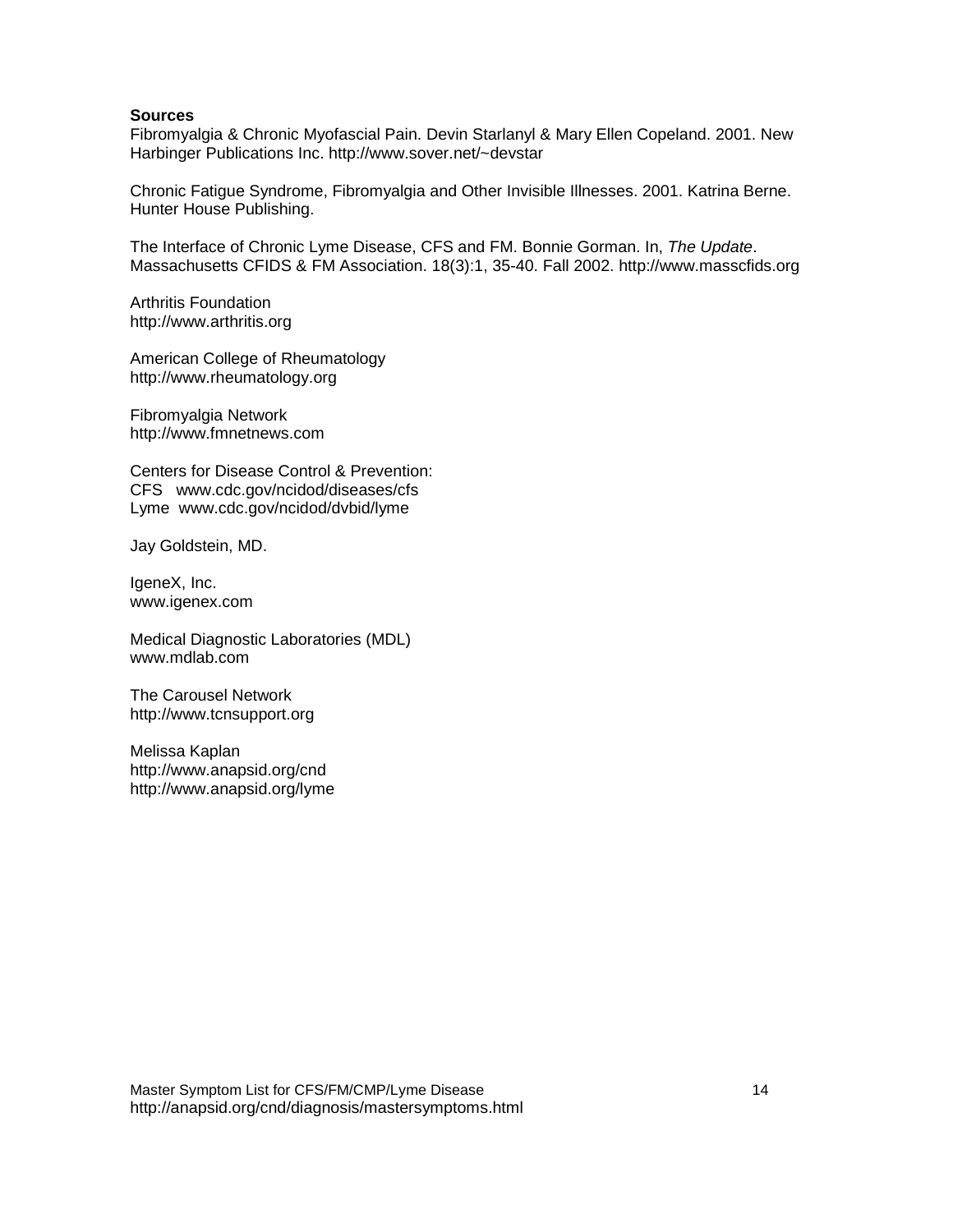**Sources**

Fibromyalgia & Chronic Myofascial Pain. Devin Starlanyl & Mary Ellen Copeland. 2001. New Harbinger Publications Inc. http://www.sover.net/~devstar

Chronic Fatigue Syndrome, Fibromyalgia and Other Invisible Illnesses. 2001. Katrina Berne. Hunter House Publishing.

The Interface of Chronic Lyme Disease, CFS and FM. Bonnie Gorman. In, *The Update*. Massachusetts CFIDS & FM Association. 18(3):1, 35-40. Fall 2002. http://www.masscfids.org

Arthritis Foundation
http://www.arthritis.org

American College of Rheumatology
http://www.rheumatology.org

Fibromyalgia Network
http://www.fmnetnews.com

Centers for Disease Control & Prevention:
CFS www.cdc.gov/ncidod/diseases/cfs
Lyme www.cdc.gov/ncidod/dvbid/lyme

Jay Goldstein, MD.

IgeneX, Inc.
www.igenex.com

Medical Diagnostic Laboratories (MDL)
www.mdlab.com

The Carousel Network
http://www.tcnsupport.org

Melissa Kaplan
http://www.anapsid.org/cnd
http://www.anapsid.org/lyme